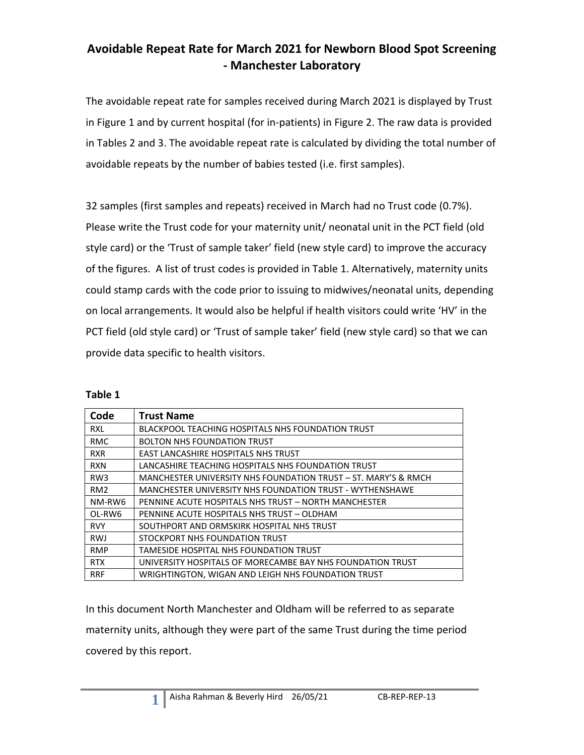# Avoidable Repeat Rate for March 2021 for Newborn Blood Spot Screening - Manchester Laboratory

The avoidable repeat rate for samples received during March 2021 is displayed by Trust in Figure 1 and by current hospital (for in-patients) in Figure 2. The raw data is provided in Tables 2 and 3. The avoidable repeat rate is calculated by dividing the total number of avoidable repeats by the number of babies tested (i.e. first samples).

32 samples (first samples and repeats) received in March had no Trust code (0.7%). Please write the Trust code for your maternity unit/ neonatal unit in the PCT field (old style card) or the 'Trust of sample taker' field (new style card) to improve the accuracy of the figures. A list of trust codes is provided in Table 1. Alternatively, maternity units could stamp cards with the code prior to issuing to midwives/neonatal units, depending on local arrangements. It would also be helpful if health visitors could write 'HV' in the PCT field (old style card) or 'Trust of sample taker' field (new style card) so that we can provide data specific to health visitors.

**Table 1**

| Code | Trust Name |
|---|---|
| RXL | BLACKPOOL TEACHING HOSPITALS NHS FOUNDATION TRUST |
| RMC | BOLTON NHS FOUNDATION TRUST |
| RXR | EAST LANCASHIRE HOSPITALS NHS TRUST |
| RXN | LANCASHIRE TEACHING HOSPITALS NHS FOUNDATION TRUST |
| RW3 | MANCHESTER UNIVERSITY NHS FOUNDATION TRUST – ST. MARY'S & RMCH |
| RM2 | MANCHESTER UNIVERSITY NHS FOUNDATION TRUST - WYTHENSHAWE |
| NM-RW6 | PENNINE ACUTE HOSPITALS NHS TRUST – NORTH MANCHESTER |
| OL-RW6 | PENNINE ACUTE HOSPITALS NHS TRUST – OLDHAM |
| RVY | SOUTHPORT AND ORMSKIRK HOSPITAL NHS TRUST |
| RWJ | STOCKPORT NHS FOUNDATION TRUST |
| RMP | TAMESIDE HOSPITAL NHS FOUNDATION TRUST |
| RTX | UNIVERSITY HOSPITALS OF MORECAMBE BAY NHS FOUNDATION TRUST |
| RRF | WRIGHTINGTON, WIGAN AND LEIGH NHS FOUNDATION TRUST |

In this document North Manchester and Oldham will be referred to as separate maternity units, although they were part of the same Trust during the time period covered by this report.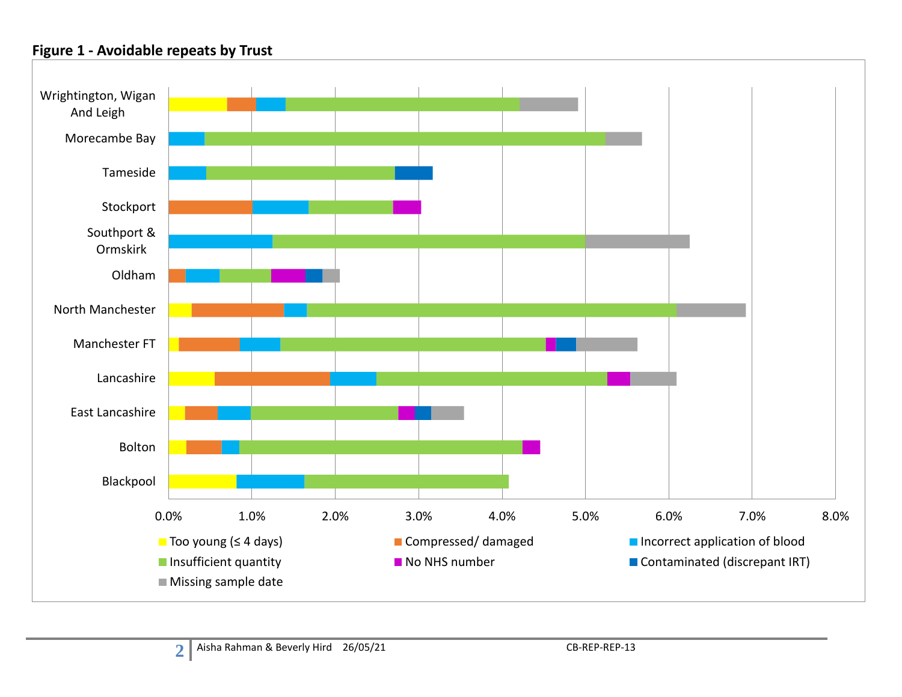**Figure 1 - Avoidable repeats by Trust**

| Trust | Approximate total avoidable repeats |
|---|---|
| Wrightington, Wigan And Leigh | 4.9% |
| Morecambe Bay | 5.7% |
| Tameside | 3.2% |
| Stockport | 3.0% |
| Southport & Ormskirk | 6.2% |
| Oldham | 2.0% |
| North Manchester | 6.9% |
| Manchester FT | 5.6% |
| Lancashire | 6.1% |
| East Lancashire | 3.5% |
| Bolton | 4.5% |
| Blackpool | 4.1% |

Legend (categories stacked within each bar): Too young (≤ 4 days); Compressed/ damaged; Incorrect application of blood; Insufficient quantity; No NHS number; Contaminated (discrepant IRT); Missing sample date

Axis: 0.0% to 8.0%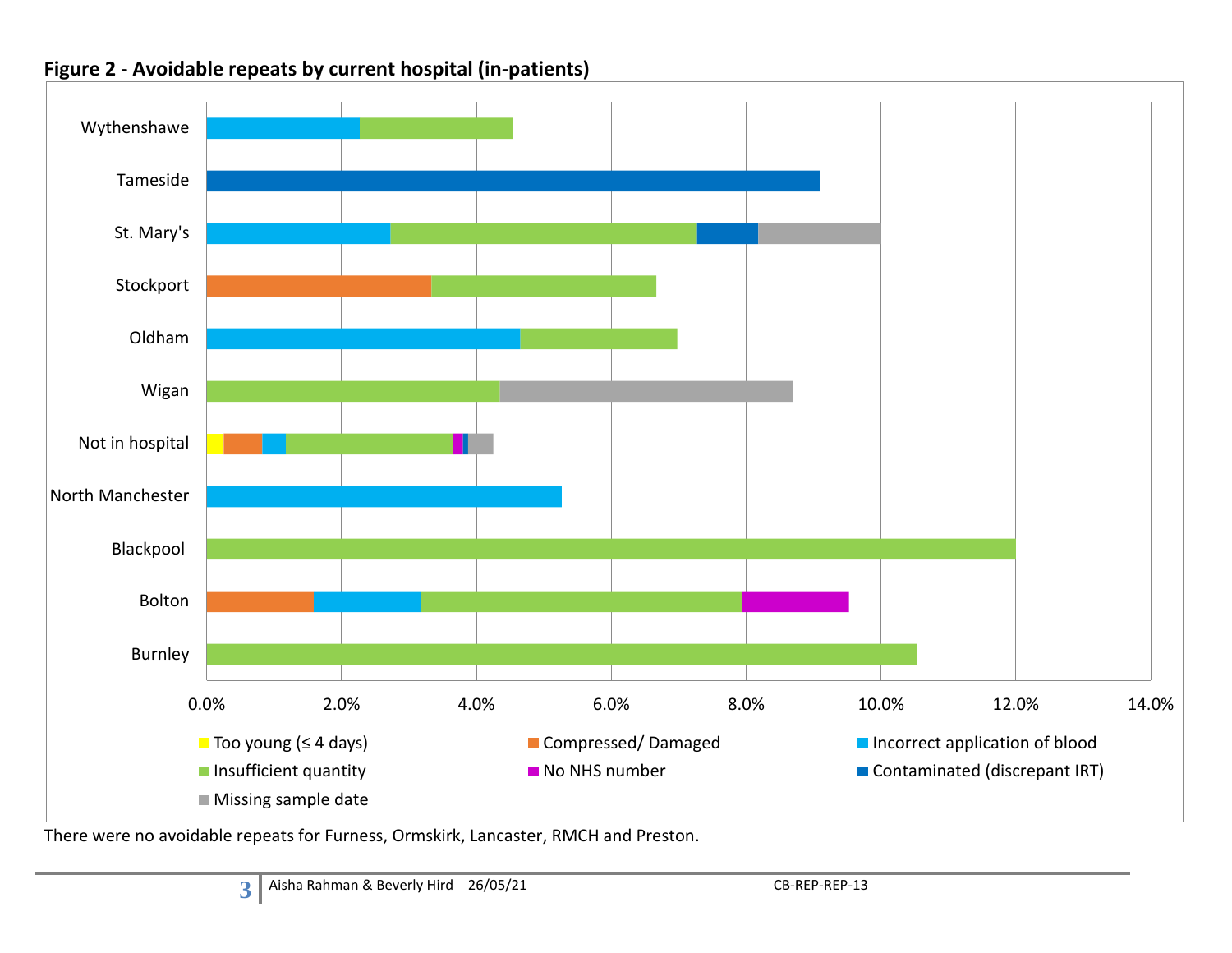**Figure 2 - Avoidable repeats by current hospital (in-patients)**

There were no avoidable repeats for Furness, Ormskirk, Lancaster, RMCH and Preston.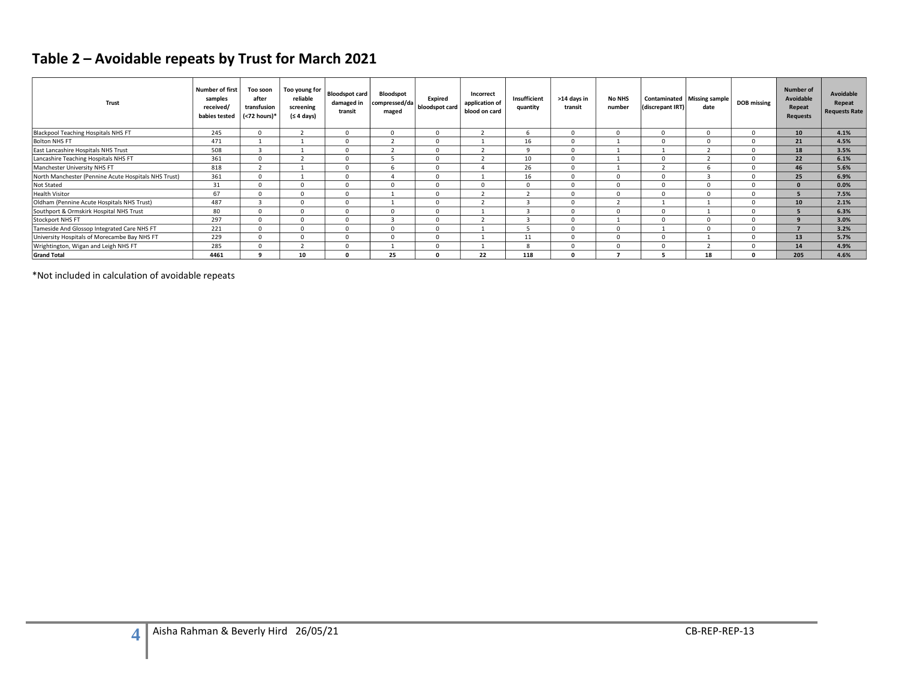## Table 2 – Avoidable repeats by Trust for March 2021

| Trust | Number of first samples received/ babies tested | Too soon after transfusion (<72 hours)* | Too young for reliable screening (≤ 4 days) | Bloodspot card damaged in transit | Bloodspot compressed/damaged | Expired bloodspot card | Incorrect application of blood on card | Insufficient quantity | >14 days in transit | No NHS number | Contaminated (discrepant IRT) | Missing sample date | DOB missing | Number of Avoidable Repeat Requests | Avoidable Repeat Requests Rate |
|---|---|---|---|---|---|---|---|---|---|---|---|---|---|---|---|
| Blackpool Teaching Hospitals NHS FT | 245 | 0 | 2 | 0 | 0 | 0 | 2 | 6 | 0 | 0 | 0 | 0 | 0 | **10** | **4.1%** |
| Bolton NHS FT | 471 | 1 | 1 | 0 | 2 | 0 | 1 | 16 | 0 | 1 | 0 | 0 | 0 | **21** | **4.5%** |
| East Lancashire Hospitals NHS Trust | 508 | 3 | 1 | 0 | 2 | 0 | 2 | 9 | 0 | 1 | 1 | 2 | 0 | **18** | **3.5%** |
| Lancashire Teaching Hospitals NHS FT | 361 | 0 | 2 | 0 | 5 | 0 | 2 | 10 | 0 | 1 | 0 | 2 | 0 | **22** | **6.1%** |
| Manchester University NHS FT | 818 | 2 | 1 | 0 | 6 | 0 | 4 | 26 | 0 | 1 | 2 | 6 | 0 | **46** | **5.6%** |
| North Manchester (Pennine Acute Hospitals NHS Trust) | 361 | 0 | 1 | 0 | 4 | 0 | 1 | 16 | 0 | 0 | 0 | 3 | 0 | **25** | **6.9%** |
| Not Stated | 31 | 0 | 0 | 0 | 0 | 0 | 0 | 0 | 0 | 0 | 0 | 0 | 0 | **0** | **0.0%** |
| Health Visitor | 67 | 0 | 0 | 0 | 1 | 0 | 2 | 2 | 0 | 0 | 0 | 0 | 0 | **5** | **7.5%** |
| Oldham (Pennine Acute Hospitals NHS Trust) | 487 | 3 | 0 | 0 | 1 | 0 | 2 | 3 | 0 | 2 | 1 | 1 | 0 | **10** | **2.1%** |
| Southport & Ormskirk Hospital NHS Trust | 80 | 0 | 0 | 0 | 0 | 0 | 1 | 3 | 0 | 0 | 0 | 1 | 0 | **5** | **6.3%** |
| Stockport NHS FT | 297 | 0 | 0 | 0 | 3 | 0 | 2 | 3 | 0 | 1 | 0 | 0 | 0 | **9** | **3.0%** |
| Tameside And Glossop Integrated Care NHS FT | 221 | 0 | 0 | 0 | 0 | 0 | 1 | 5 | 0 | 0 | 1 | 0 | 0 | **7** | **3.2%** |
| University Hospitals of Morecambe Bay NHS FT | 229 | 0 | 0 | 0 | 0 | 0 | 1 | 11 | 0 | 0 | 0 | 1 | 0 | **13** | **5.7%** |
| Wrightington, Wigan and Leigh NHS FT | 285 | 0 | 2 | 0 | 1 | 0 | 1 | 8 | 0 | 0 | 0 | 2 | 0 | **14** | **4.9%** |
| **Grand Total** | **4461** | **9** | **10** | **0** | **25** | **0** | **22** | **118** | **0** | **7** | **5** | **18** | **0** | **205** | **4.6%** |

*Not included in calculation of avoidable repeats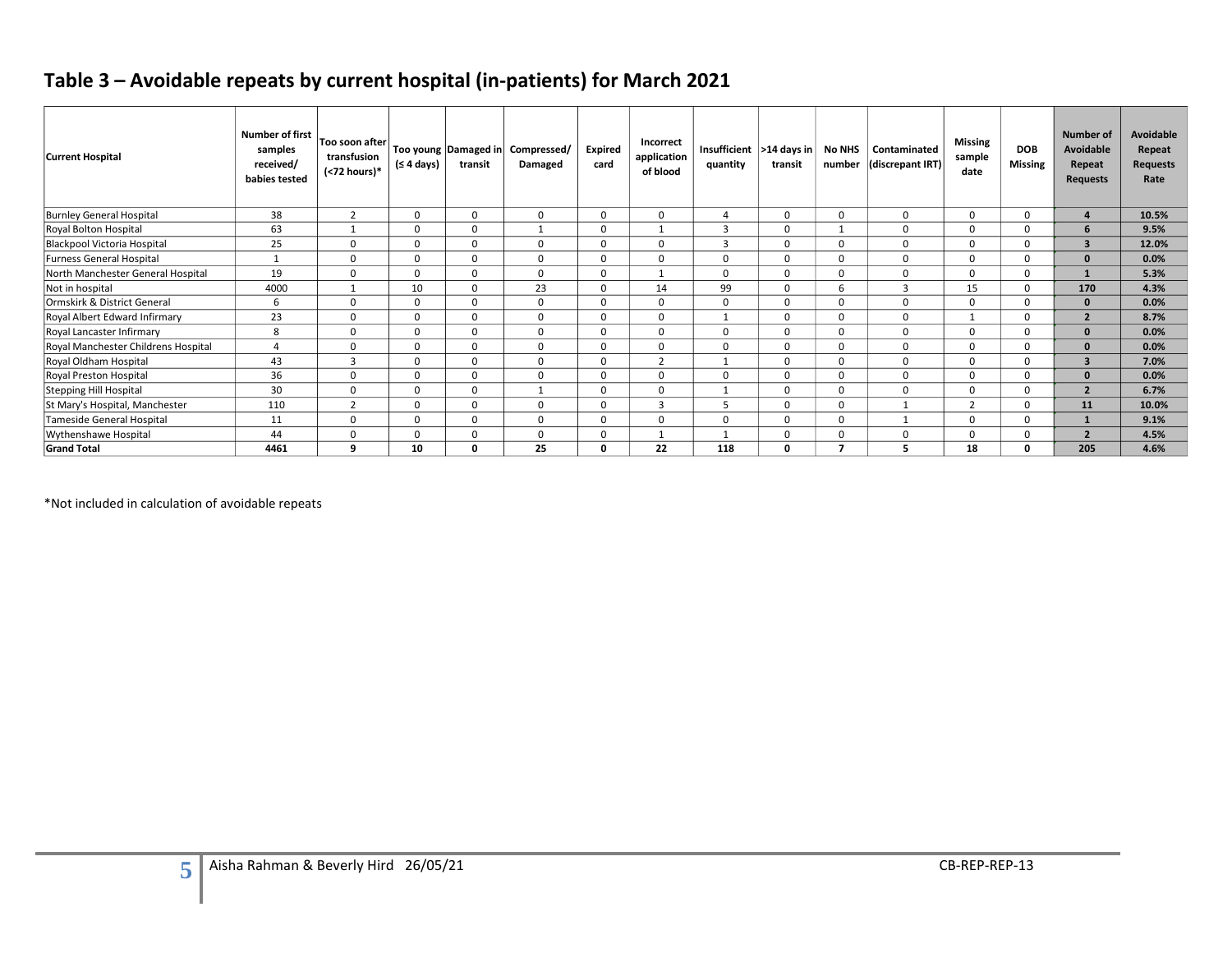## Table 3 – Avoidable repeats by current hospital (in-patients) for March 2021

| Current Hospital | Number of first samples received/ babies tested | Too soon after transfusion (<72 hours)* | Too young (≤ 4 days) | Damaged in transit | Compressed/ Damaged | Expired card | Incorrect application of blood | Insufficient quantity | >14 days in transit | No NHS number | Contaminated (discrepant IRT) | Missing sample date | DOB Missing | Number of Avoidable Repeat Requests | Avoidable Repeat Requests Rate |
|---|---|---|---|---|---|---|---|---|---|---|---|---|---|---|---|
| Burnley General Hospital | 38 | 2 | 0 | 0 | 0 | 0 | 0 | 4 | 0 | 0 | 0 | 0 | 0 | **4** | **10.5%** |
| Royal Bolton Hospital | 63 | 1 | 0 | 0 | 1 | 0 | 1 | 3 | 0 | 1 | 0 | 0 | 0 | **6** | **9.5%** |
| Blackpool Victoria Hospital | 25 | 0 | 0 | 0 | 0 | 0 | 0 | 3 | 0 | 0 | 0 | 0 | 0 | **3** | **12.0%** |
| Furness General Hospital | 1 | 0 | 0 | 0 | 0 | 0 | 0 | 0 | 0 | 0 | 0 | 0 | 0 | **0** | **0.0%** |
| North Manchester General Hospital | 19 | 0 | 0 | 0 | 0 | 0 | 1 | 0 | 0 | 0 | 0 | 0 | 0 | **1** | **5.3%** |
| Not in hospital | 4000 | 1 | 10 | 0 | 23 | 0 | 14 | 99 | 0 | 6 | 3 | 15 | 0 | **170** | **4.3%** |
| Ormskirk & District General | 6 | 0 | 0 | 0 | 0 | 0 | 0 | 0 | 0 | 0 | 0 | 0 | 0 | **0** | **0.0%** |
| Royal Albert Edward Infirmary | 23 | 0 | 0 | 0 | 0 | 0 | 0 | 1 | 0 | 0 | 0 | 1 | 0 | **2** | **8.7%** |
| Royal Lancaster Infirmary | 8 | 0 | 0 | 0 | 0 | 0 | 0 | 0 | 0 | 0 | 0 | 0 | 0 | **0** | **0.0%** |
| Royal Manchester Childrens Hospital | 4 | 0 | 0 | 0 | 0 | 0 | 0 | 0 | 0 | 0 | 0 | 0 | 0 | **0** | **0.0%** |
| Royal Oldham Hospital | 43 | 3 | 0 | 0 | 0 | 0 | 2 | 1 | 0 | 0 | 0 | 0 | 0 | **3** | **7.0%** |
| Royal Preston Hospital | 36 | 0 | 0 | 0 | 0 | 0 | 0 | 0 | 0 | 0 | 0 | 0 | 0 | **0** | **0.0%** |
| Stepping Hill Hospital | 30 | 0 | 0 | 0 | 1 | 0 | 0 | 1 | 0 | 0 | 0 | 0 | 0 | **2** | **6.7%** |
| St Mary's Hospital, Manchester | 110 | 2 | 0 | 0 | 0 | 0 | 3 | 5 | 0 | 0 | 1 | 2 | 0 | **11** | **10.0%** |
| Tameside General Hospital | 11 | 0 | 0 | 0 | 0 | 0 | 0 | 0 | 0 | 0 | 1 | 0 | 0 | **1** | **9.1%** |
| Wythenshawe Hospital | 44 | 0 | 0 | 0 | 0 | 0 | 1 | 1 | 0 | 0 | 0 | 0 | 0 | **2** | **4.5%** |
| **Grand Total** | **4461** | **9** | **10** | **0** | **25** | **0** | **22** | **118** | **0** | **7** | **5** | **18** | **0** | **205** | **4.6%** |

*Not included in calculation of avoidable repeats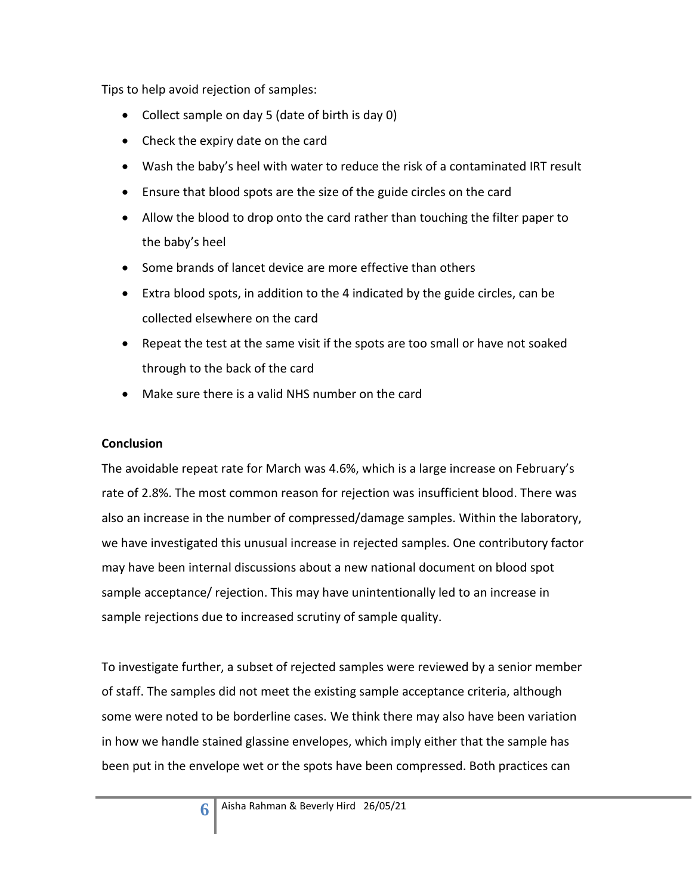Tips to help avoid rejection of samples:

- Collect sample on day 5 (date of birth is day 0)
- Check the expiry date on the card
- Wash the baby's heel with water to reduce the risk of a contaminated IRT result
- Ensure that blood spots are the size of the guide circles on the card
- Allow the blood to drop onto the card rather than touching the filter paper to the baby's heel
- Some brands of lancet device are more effective than others
- Extra blood spots, in addition to the 4 indicated by the guide circles, can be collected elsewhere on the card
- Repeat the test at the same visit if the spots are too small or have not soaked through to the back of the card
- Make sure there is a valid NHS number on the card

**Conclusion**

The avoidable repeat rate for March was 4.6%, which is a large increase on February's rate of 2.8%. The most common reason for rejection was insufficient blood. There was also an increase in the number of compressed/damage samples. Within the laboratory, we have investigated this unusual increase in rejected samples. One contributory factor may have been internal discussions about a new national document on blood spot sample acceptance/ rejection. This may have unintentionally led to an increase in sample rejections due to increased scrutiny of sample quality.

To investigate further, a subset of rejected samples were reviewed by a senior member of staff. The samples did not meet the existing sample acceptance criteria, although some were noted to be borderline cases. We think there may also have been variation in how we handle stained glassine envelopes, which imply either that the sample has been put in the envelope wet or the spots have been compressed. Both practices can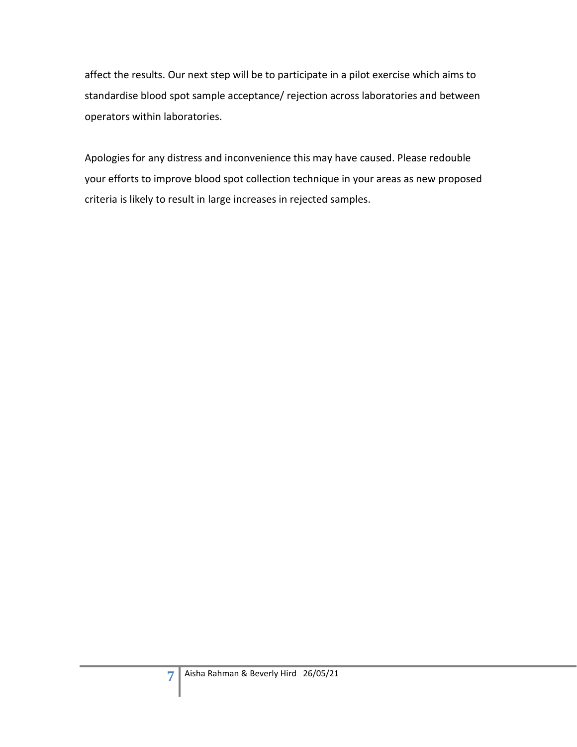affect the results. Our next step will be to participate in a pilot exercise which aims to standardise blood spot sample acceptance/ rejection across laboratories and between operators within laboratories.

Apologies for any distress and inconvenience this may have caused. Please redouble your efforts to improve blood spot collection technique in your areas as new proposed criteria is likely to result in large increases in rejected samples.